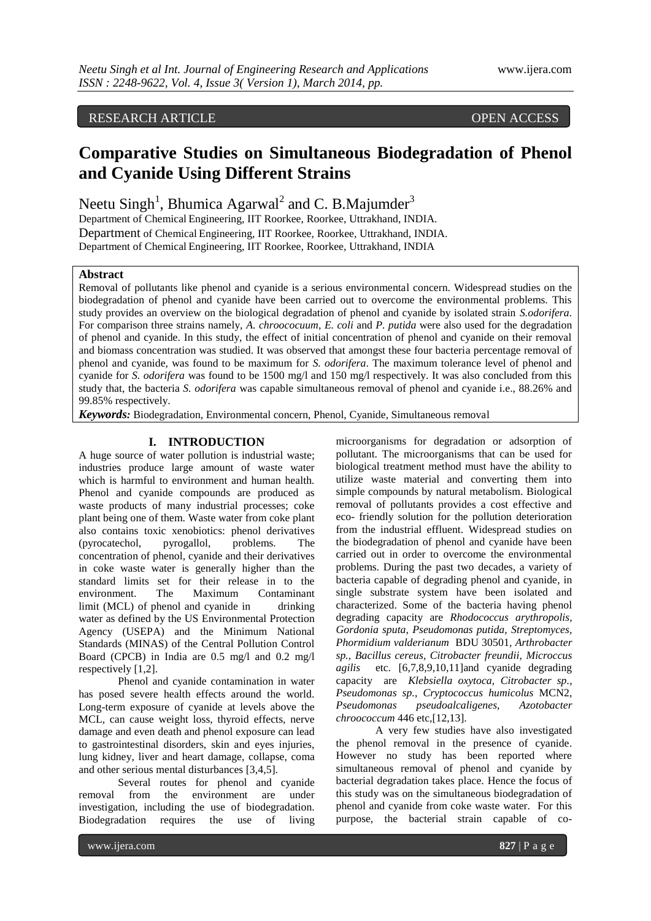RESEARCH ARTICLE OPEN ACCESS

# Comparative Studies on Simultaneous Biodegradation of Phenol and Cyanide Using Different Strains

Neetu Singh[1], Bhumica Agarwal[2] and C. B.Majumder[3]

Department of Chemical Engineering, IIT Roorkee, Roorkee, Uttrakhand, INDIA.
Department of Chemical Engineering, IIT Roorkee, Roorkee, Uttrakhand, INDIA.
Department of Chemical Engineering, IIT Roorkee, Roorkee, Uttrakhand, INDIA

## Abstract

Removal of pollutants like phenol and cyanide is a serious environmental concern. Widespread studies on the biodegradation of phenol and cyanide have been carried out to overcome the environmental problems. This study provides an overview on the biological degradation of phenol and cyanide by isolated strain *S.odorifera*. For comparison three strains namely, *A. chroococuum*, *E. coli* and *P. putida* were also used for the degradation of phenol and cyanide. In this study, the effect of initial concentration of phenol and cyanide on their removal and biomass concentration was studied. It was observed that amongst these four bacteria percentage removal of phenol and cyanide, was found to be maximum for *S. odorifera*. The maximum tolerance level of phenol and cyanide for *S. odorifera* was found to be 1500 mg/l and 150 mg/l respectively. It was also concluded from this study that, the bacteria *S. odorifera* was capable simultaneous removal of phenol and cyanide i.e., 88.26% and 99.85% respectively.

***Keywords:*** Biodegradation, Environmental concern, Phenol, Cyanide, Simultaneous removal

## I. INTRODUCTION

A huge source of water pollution is industrial waste; industries produce large amount of waste water which is harmful to environment and human health. Phenol and cyanide compounds are produced as waste products of many industrial processes; coke plant being one of them. Waste water from coke plant also contains toxic xenobiotics: phenol derivatives (pyrocatechol, pyrogallol, problems. The concentration of phenol, cyanide and their derivatives in coke waste water is generally higher than the standard limits set for their release in to the environment. The Maximum Contaminant limit (MCL) of phenol and cyanide in drinking water as defined by the US Environmental Protection Agency (USEPA) and the Minimum National Standards (MINAS) of the Central Pollution Control Board (CPCB) in India are 0.5 mg/l and 0.2 mg/l respectively [1,2].

Phenol and cyanide contamination in water has posed severe health effects around the world. Long-term exposure of cyanide at levels above the MCL, can cause weight loss, thyroid effects, nerve damage and even death and phenol exposure can lead to gastrointestinal disorders, skin and eyes injuries, lung kidney, liver and heart damage, collapse, coma and other serious mental disturbances [3,4,5].

Several routes for phenol and cyanide removal from the environment are under investigation, including the use of biodegradation. Biodegradation requires the use of living microorganisms for degradation or adsorption of pollutant. The microorganisms that can be used for biological treatment method must have the ability to utilize waste material and converting them into simple compounds by natural metabolism. Biological removal of pollutants provides a cost effective and eco- friendly solution for the pollution deterioration from the industrial effluent. Widespread studies on the biodegradation of phenol and cyanide have been carried out in order to overcome the environmental problems. During the past two decades, a variety of bacteria capable of degrading phenol and cyanide, in single substrate system have been isolated and characterized. Some of the bacteria having phenol degrading capacity are *Rhodococcus arythropolis, Gordonia sputa, Pseudomonas putida, Streptomyces, Phormidium valderianum* BDU 30501, *Arthrobacter sp., Bacillus cereus, Citrobacter freundii, Micrococcus agilis* etc. [6,7,8,9,10,11]and cyanide degrading capacity are *Klebsiella oxytoca, Citrobacter sp., Pseudomonas sp., Cryptococcus humicolus* MCN2, *Pseudomonas pseudoalcaligenes, Azotobacter chroococcum* 446 etc,[12,13].

A very few studies have also investigated the phenol removal in the presence of cyanide. However no study has been reported where simultaneous removal of phenol and cyanide by bacterial degradation takes place. Hence the focus of this study was on the simultaneous biodegradation of phenol and cyanide from coke waste water. For this purpose, the bacterial strain capable of co-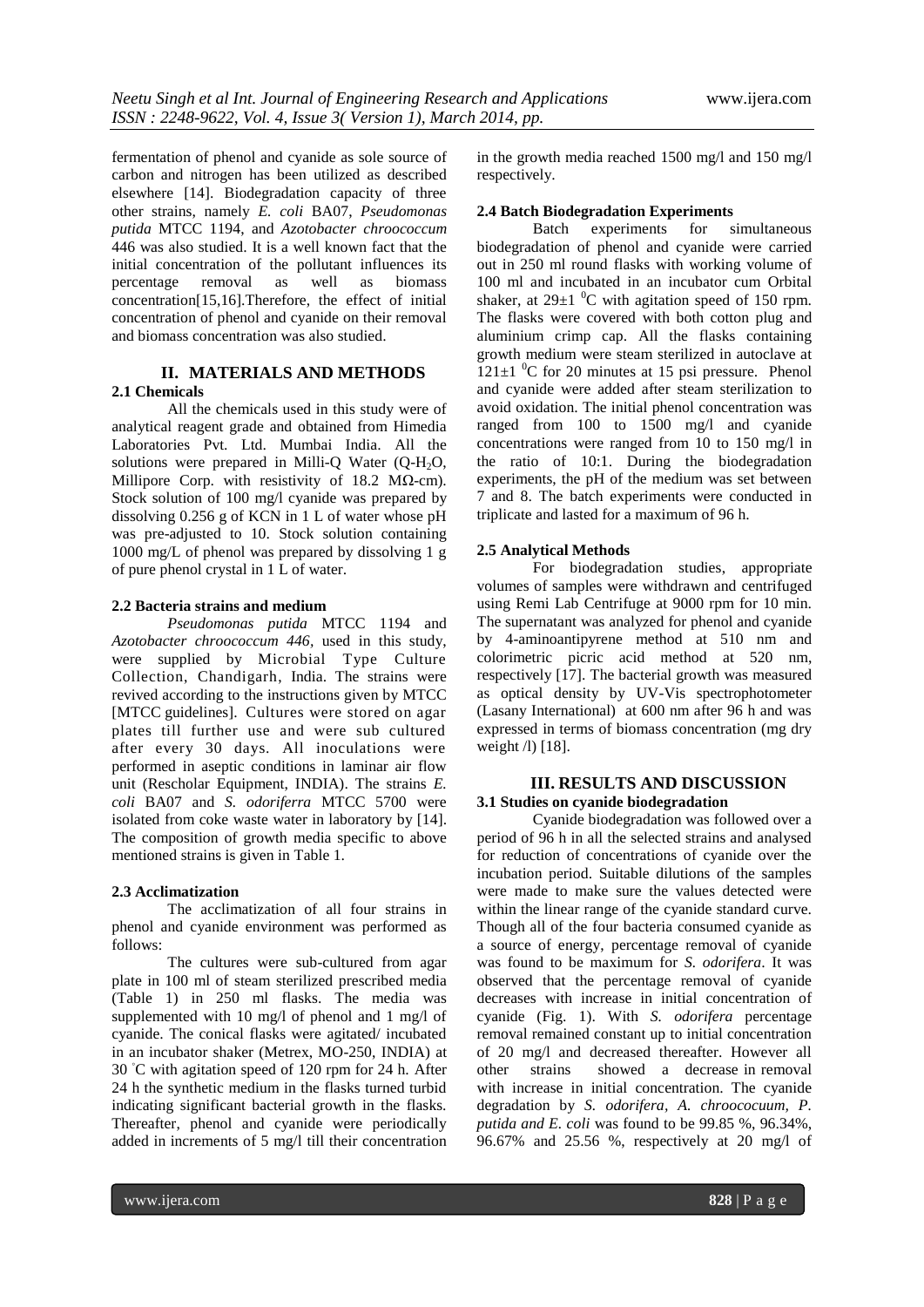fermentation of phenol and cyanide as sole source of carbon and nitrogen has been utilized as described elsewhere [14]. Biodegradation capacity of three other strains, namely *E. coli* BA07, *Pseudomonas putida* MTCC 1194, and *Azotobacter chroococcum* 446 was also studied. It is a well known fact that the initial concentration of the pollutant influences its percentage removal as well as biomass concentration[15,16].Therefore, the effect of initial concentration of phenol and cyanide on their removal and biomass concentration was also studied.

## II. MATERIALS AND METHODS

### 2.1 Chemicals

All the chemicals used in this study were of analytical reagent grade and obtained from Himedia Laboratories Pvt. Ltd. Mumbai India. All the solutions were prepared in Milli-Q Water (Q-$H_2O$, Millipore Corp. with resistivity of 18.2 MΩ-cm). Stock solution of 100 mg/l cyanide was prepared by dissolving 0.256 g of KCN in 1 L of water whose pH was pre-adjusted to 10. Stock solution containing 1000 mg/L of phenol was prepared by dissolving 1 g of pure phenol crystal in 1 L of water.

### 2.2 Bacteria strains and medium

*Pseudomonas putida* MTCC 1194 and *Azotobacter chroococcum 446*, used in this study, were supplied by Microbial Type Culture Collection, Chandigarh, India. The strains were revived according to the instructions given by MTCC [MTCC guidelines]. Cultures were stored on agar plates till further use and were sub cultured after every 30 days. All inoculations were performed in aseptic conditions in laminar air flow unit (Rescholar Equipment, INDIA). The strains *E. coli* BA07 and *S. odoriferra* MTCC 5700 were isolated from coke waste water in laboratory by [14]. The composition of growth media specific to above mentioned strains is given in Table 1.

### 2.3 Acclimatization

The acclimatization of all four strains in phenol and cyanide environment was performed as follows:

The cultures were sub-cultured from agar plate in 100 ml of steam sterilized prescribed media (Table 1) in 250 ml flasks. The media was supplemented with 10 mg/l of phenol and 1 mg/l of cyanide. The conical flasks were agitated/ incubated in an incubator shaker (Metrex, MO-250, INDIA) at 30 °C with agitation speed of 120 rpm for 24 h. After 24 h the synthetic medium in the flasks turned turbid indicating significant bacterial growth in the flasks. Thereafter, phenol and cyanide were periodically added in increments of 5 mg/l till their concentration in the growth media reached 1500 mg/l and 150 mg/l respectively.

### 2.4 Batch Biodegradation Experiments

Batch experiments for simultaneous biodegradation of phenol and cyanide were carried out in 250 ml round flasks with working volume of 100 ml and incubated in an incubator cum Orbital shaker, at 29±1 $^0$C with agitation speed of 150 rpm. The flasks were covered with both cotton plug and aluminium crimp cap. All the flasks containing growth medium were steam sterilized in autoclave at 121±1 $^0$C for 20 minutes at 15 psi pressure. Phenol and cyanide were added after steam sterilization to avoid oxidation. The initial phenol concentration was ranged from 100 to 1500 mg/l and cyanide concentrations were ranged from 10 to 150 mg/l in the ratio of 10:1. During the biodegradation experiments, the pH of the medium was set between 7 and 8. The batch experiments were conducted in triplicate and lasted for a maximum of 96 h.

### 2.5 Analytical Methods

For biodegradation studies, appropriate volumes of samples were withdrawn and centrifuged using Remi Lab Centrifuge at 9000 rpm for 10 min. The supernatant was analyzed for phenol and cyanide by 4-aminoantipyrene method at 510 nm and colorimetric picric acid method at 520 nm, respectively [17]. The bacterial growth was measured as optical density by UV-Vis spectrophotometer (Lasany International) at 600 nm after 96 h and was expressed in terms of biomass concentration (mg dry weight /l) [18].

## III. RESULTS AND DISCUSSION

### 3.1 Studies on cyanide biodegradation

Cyanide biodegradation was followed over a period of 96 h in all the selected strains and analysed for reduction of concentrations of cyanide over the incubation period. Suitable dilutions of the samples were made to make sure the values detected were within the linear range of the cyanide standard curve. Though all of the four bacteria consumed cyanide as a source of energy, percentage removal of cyanide was found to be maximum for *S. odorifera*. It was observed that the percentage removal of cyanide decreases with increase in initial concentration of cyanide (Fig. 1). With *S. odorifera* percentage removal remained constant up to initial concentration of 20 mg/l and decreased thereafter. However all other strains showed a decrease in removal with increase in initial concentration. The cyanide degradation by *S. odorifera, A. chroococuum, P. putida and E. coli* was found to be 99.85 %, 96.34%, 96.67% and 25.56 %, respectively at 20 mg/l of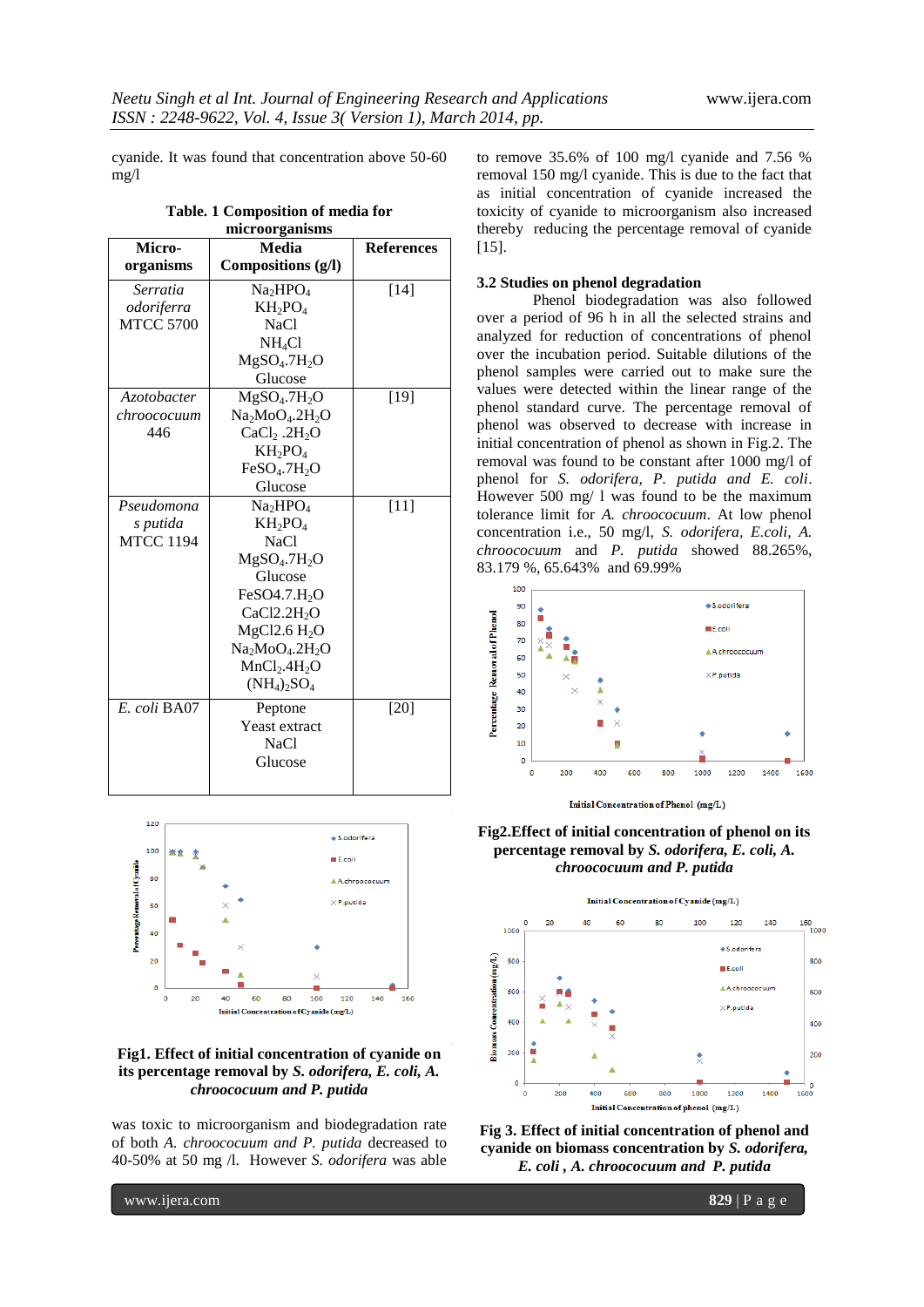cyanide. It was found that concentration above 50-60 mg/l

**Table. 1 Composition of media for microorganisms**

| Micro-organisms | Media Compositions (g/l) | References |
|---|---|---|
| *Serratia odoriferra* MTCC 5700 | $Na_2HPO_4$<br>$KH_2PO_4$<br>NaCl<br>$NH_4Cl$<br>$MgSO_4.7H_2O$<br>Glucose | [14] |
| *Azotobacter chroococum* 446 | $MgSO_4.7H_2O$<br>$Na_2MoO_4.2H_2O$<br>$CaCl_2$ $.2H_2O$<br>$KH_2PO_4$<br>$FeSO_4.7H_2O$<br>Glucose | [19] |
| *Pseudomonas putida* MTCC 1194 | $Na_2HPO_4$<br>$KH_2PO_4$<br>NaCl<br>$MgSO_4.7H_2O$<br>Glucose<br>$FeSO4.7.H_2O$<br>$CaCl2.2H_2O$<br>$MgCl2.6$ $H_2O$<br>$Na_2MoO_4.2H_2O$<br>$MnCl_2.4H_2O$<br>$(NH_4)_2SO_4$ | [11] |
| *E. coli* BA07 | Peptone<br>Yeast extract<br>NaCl<br>Glucose | [20] |

**Fig1. Effect of initial concentration of cyanide on its percentage removal by *S. odorifera, E. coli, A. chroococum and P. putida***

was toxic to microorganism and biodegradation rate of both *A. chroococum and P. putida* decreased to 40-50% at 50 mg /l. However *S. odorifera* was able to remove 35.6% of 100 mg/l cyanide and 7.56 % removal 150 mg/l cyanide. This is due to the fact that as initial concentration of cyanide increased the toxicity of cyanide to microorganism also increased thereby reducing the percentage removal of cyanide [15].

### 3.2 Studies on phenol degradation

Phenol biodegradation was also followed over a period of 96 h in all the selected strains and analyzed for reduction of concentrations of phenol over the incubation period. Suitable dilutions of the phenol samples were carried out to make sure the values were detected within the linear range of the phenol standard curve. The percentage removal of phenol was observed to decrease with increase in initial concentration of phenol as shown in Fig.2. The removal was found to be constant after 1000 mg/l of phenol for *S. odorifera, P. putida and E. coli*. However 500 mg/ l was found to be the maximum tolerance limit for *A. chroococum*. At low phenol concentration i.e., 50 mg/l, *S. odorifera, E.coli, A. chroococum* and *P. putida* showed 88.265%, 83.179 %, 65.643% and 69.99%

**Fig2.Effect of initial concentration of phenol on its percentage removal by *S. odorifera, E. coli, A. chroococum and P. putida***

**Fig 3. Effect of initial concentration of phenol and cyanide on biomass concentration by *S. odorifera, E. coli , A. chroococum and P. putida***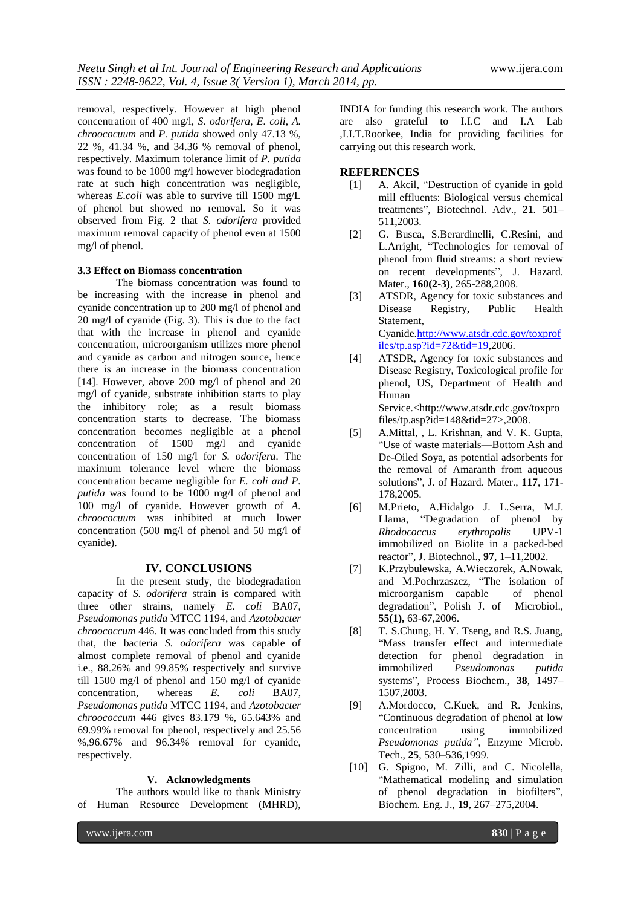removal, respectively. However at high phenol concentration of 400 mg/l, *S. odorifera, E. coli, A. chroocoucum* and *P. putida* showed only 47.13 %, 22 %, 41.34 %, and 34.36 % removal of phenol, respectively. Maximum tolerance limit of *P. putida* was found to be 1000 mg/l however biodegradation rate at such high concentration was negligible, whereas *E.coli* was able to survive till 1500 mg/L of phenol but showed no removal. So it was observed from Fig. 2 that *S. odorifera* provided maximum removal capacity of phenol even at 1500 mg/l of phenol.

### 3.3 Effect on Biomass concentration

The biomass concentration was found to be increasing with the increase in phenol and cyanide concentration up to 200 mg/l of phenol and 20 mg/l of cyanide (Fig. 3). This is due to the fact that with the increase in phenol and cyanide concentration, microorganism utilizes more phenol and cyanide as carbon and nitrogen source, hence there is an increase in the biomass concentration [14]. However, above 200 mg/l of phenol and 20 mg/l of cyanide, substrate inhibition starts to play the inhibitory role; as a result biomass concentration starts to decrease. The biomass concentration becomes negligible at a phenol concentration of 1500 mg/l and cyanide concentration of 150 mg/l for *S. odorifera.* The maximum tolerance level where the biomass concentration became negligible for *E. coli and P. putida* was found to be 1000 mg/l of phenol and 100 mg/l of cyanide. However growth of *A. chroocoucum* was inhibited at much lower concentration (500 mg/l of phenol and 50 mg/l of cyanide).

## IV. CONCLUSIONS

In the present study, the biodegradation capacity of *S. odorifera* strain is compared with three other strains, namely *E. coli* BA07, *Pseudomonas putida* MTCC 1194, and *Azotobacter chroococcum* 446. It was concluded from this study that, the bacteria *S. odorifera* was capable of almost complete removal of phenol and cyanide i.e., 88.26% and 99.85% respectively and survive till 1500 mg/l of phenol and 150 mg/l of cyanide concentration, whereas *E. coli* BA07, *Pseudomonas putida* MTCC 1194, and *Azotobacter chroococcum* 446 gives 83.179 %, 65.643% and 69.99% removal for phenol, respectively and 25.56 %,96.67% and 96.34% removal for cyanide, respectively.

## V. Acknowledgments

The authors would like to thank Ministry of Human Resource Development (MHRD), INDIA for funding this research work. The authors are also grateful to I.I.C and I.A Lab ,I.I.T.Roorkee, India for providing facilities for carrying out this research work.

## REFERENCES

[1] A. Akcil, "Destruction of cyanide in gold mill effluents: Biological versus chemical treatments", Biotechnol. Adv., **21**. 501–511,2003.

[2] G. Busca, S.Berardinelli, C.Resini, and L.Arright, "Technologies for removal of phenol from fluid streams: a short review on recent developments", J. Hazard. Mater., **160(2-3)**, 265-288,2008.

[3] ATSDR, Agency for toxic substances and Disease Registry, Public Health Statement, Cyanide.http://www.atsdr.cdc.gov/toxprofiles/tp.asp?id=72&tid=19,2006.

[4] ATSDR, Agency for toxic substances and Disease Registry, Toxicological profile for phenol, US, Department of Health and Human Service.<http://www.atsdr.cdc.gov/toxprofiles/tp.asp?id=148&tid=27>,2008.

[5] A.Mittal, , L. Krishnan, and V. K. Gupta, "Use of waste materials—Bottom Ash and De-Oiled Soya, as potential adsorbents for the removal of Amaranth from aqueous solutions", J. of Hazard. Mater., **117**, 171-178,2005.

[6] M.Prieto, A.Hidalgo J. L.Serra, M.J. Llama, "Degradation of phenol by *Rhodococcus erythropolis* UPV-1 immobilized on Biolite in a packed-bed reactor", J. Biotechnol., **97**, 1–11,2002.

[7] K.Przybulewska, A.Wieczorek, A.Nowak, and M.Pochrzaszcz, "The isolation of microorganism capable of phenol degradation", Polish J. of Microbiol., **55(1),** 63-67,2006.

[8] T. S.Chung, H. Y. Tseng, and R.S. Juang, "Mass transfer effect and intermediate detection for phenol degradation in immobilized *Pseudomonas putida* systems", Process Biochem., **38**, 1497–1507,2003.

[9] A.Mordocco, C.Kuek, and R. Jenkins, "Continuous degradation of phenol at low concentration using immobilized *Pseudomonas putida"*, Enzyme Microb. Tech., **25**, 530–536,1999.

[10] G. Spigno, M. Zilli, and C. Nicolella, "Mathematical modeling and simulation of phenol degradation in biofilters", Biochem. Eng. J., **19**, 267–275,2004.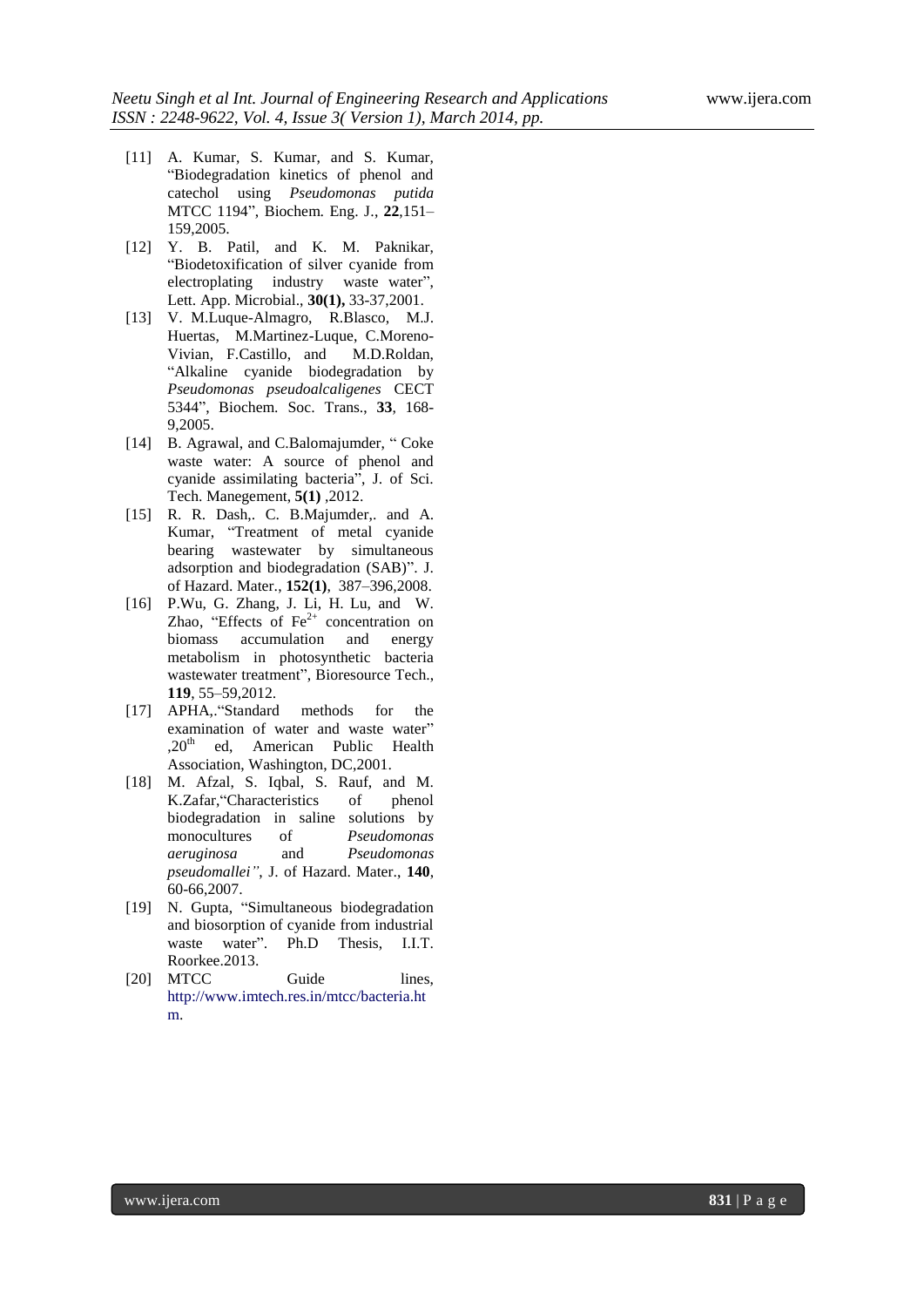[11] A. Kumar, S. Kumar, and S. Kumar, "Biodegradation kinetics of phenol and catechol using *Pseudomonas putida* MTCC 1194", Biochem. Eng. J., **22**,151–159,2005.

[12] Y. B. Patil, and K. M. Paknikar, "Biodetoxification of silver cyanide from electroplating industry waste water", Lett. App. Microbial., **30(1),** 33-37,2001.

[13] V. M.Luque-Almagro, R.Blasco, M.J. Huertas, M.Martinez-Luque, C.Moreno-Vivian, F.Castillo, and M.D.Roldan, "Alkaline cyanide biodegradation by *Pseudomonas pseudoalcaligenes* CECT 5344", Biochem. Soc. Trans., **33**, 168-9,2005.

[14] B. Agrawal, and C.Balomajumder, " Coke waste water: A source of phenol and cyanide assimilating bacteria", J. of Sci. Tech. Manegement, **5(1)** ,2012.

[15] R. R. Dash,. C. B.Majumder,. and A. Kumar, "Treatment of metal cyanide bearing wastewater by simultaneous adsorption and biodegradation (SAB)". J. of Hazard. Mater., **152(1)**, 387–396,2008.

[16] P.Wu, G. Zhang, J. Li, H. Lu, and W. Zhao, "Effects of $Fe^{2+}$ concentration on biomass accumulation and energy metabolism in photosynthetic bacteria wastewater treatment", Bioresource Tech., **119**, 55–59,2012.

[17] APHA,."Standard methods for the examination of water and waste water" ,20th ed, American Public Health Association, Washington, DC,2001.

[18] M. Afzal, S. Iqbal, S. Rauf, and M. K.Zafar,"Characteristics of phenol biodegradation in saline solutions by monocultures of *Pseudomonas aeruginosa* and *Pseudomonas pseudomallei"*, J. of Hazard. Mater., **140**, 60-66,2007.

[19] N. Gupta, "Simultaneous biodegradation and biosorption of cyanide from industrial waste water". Ph.D Thesis, I.I.T. Roorkee.2013.

[20] MTCC Guide lines, http://www.imtech.res.in/mtcc/bacteria.htm.